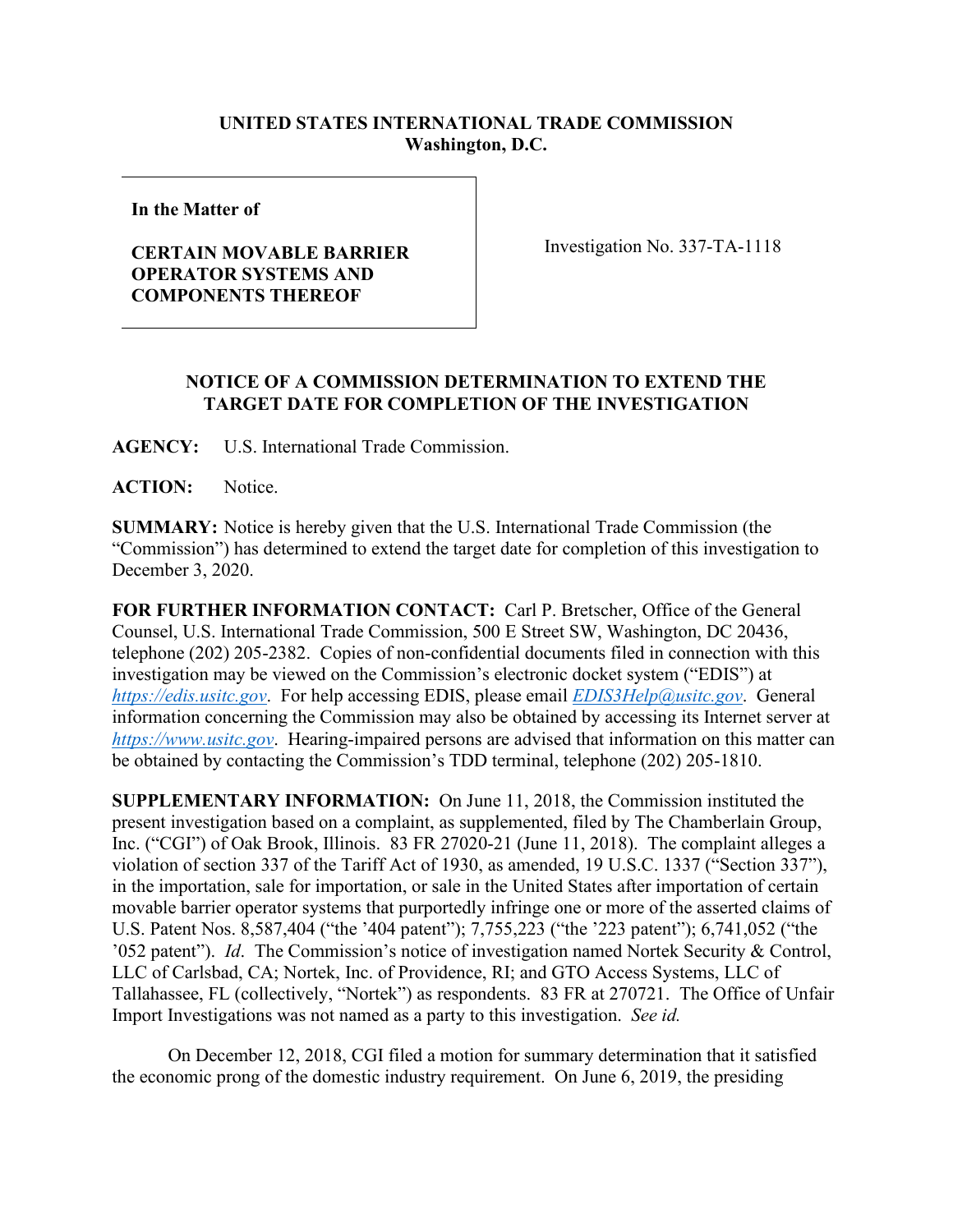**UNITED STATES INTERNATIONAL TRADE COMMISSION**
**Washington, D.C.**

| In the Matter of<br><br>**CERTAIN MOVABLE BARRIER OPERATOR SYSTEMS AND COMPONENTS THEREOF** | Investigation No. 337-TA-1118 |
|---|---|

## NOTICE OF A COMMISSION DETERMINATION TO EXTEND THE TARGET DATE FOR COMPLETION OF THE INVESTIGATION

**AGENCY:** U.S. International Trade Commission.

**ACTION:** Notice.

**SUMMARY:** Notice is hereby given that the U.S. International Trade Commission (the "Commission") has determined to extend the target date for completion of this investigation to December 3, 2020.

**FOR FURTHER INFORMATION CONTACT:** Carl P. Bretscher, Office of the General Counsel, U.S. International Trade Commission, 500 E Street SW, Washington, DC 20436, telephone (202) 205-2382. Copies of non-confidential documents filed in connection with this investigation may be viewed on the Commission's electronic docket system ("EDIS") at *https://edis.usitc.gov*. For help accessing EDIS, please email *EDIS3Help@usitc.gov*. General information concerning the Commission may also be obtained by accessing its Internet server at *https://www.usitc.gov*. Hearing-impaired persons are advised that information on this matter can be obtained by contacting the Commission's TDD terminal, telephone (202) 205-1810.

**SUPPLEMENTARY INFORMATION:** On June 11, 2018, the Commission instituted the present investigation based on a complaint, as supplemented, filed by The Chamberlain Group, Inc. ("CGI") of Oak Brook, Illinois. 83 FR 27020-21 (June 11, 2018). The complaint alleges a violation of section 337 of the Tariff Act of 1930, as amended, 19 U.S.C. 1337 ("Section 337"), in the importation, sale for importation, or sale in the United States after importation of certain movable barrier operator systems that purportedly infringe one or more of the asserted claims of U.S. Patent Nos. 8,587,404 ("the '404 patent"); 7,755,223 ("the '223 patent"); 6,741,052 ("the '052 patent"). *Id*. The Commission's notice of investigation named Nortek Security & Control, LLC of Carlsbad, CA; Nortek, Inc. of Providence, RI; and GTO Access Systems, LLC of Tallahassee, FL (collectively, "Nortek") as respondents. 83 FR at 270721. The Office of Unfair Import Investigations was not named as a party to this investigation. *See id.*

On December 12, 2018, CGI filed a motion for summary determination that it satisfied the economic prong of the domestic industry requirement. On June 6, 2019, the presiding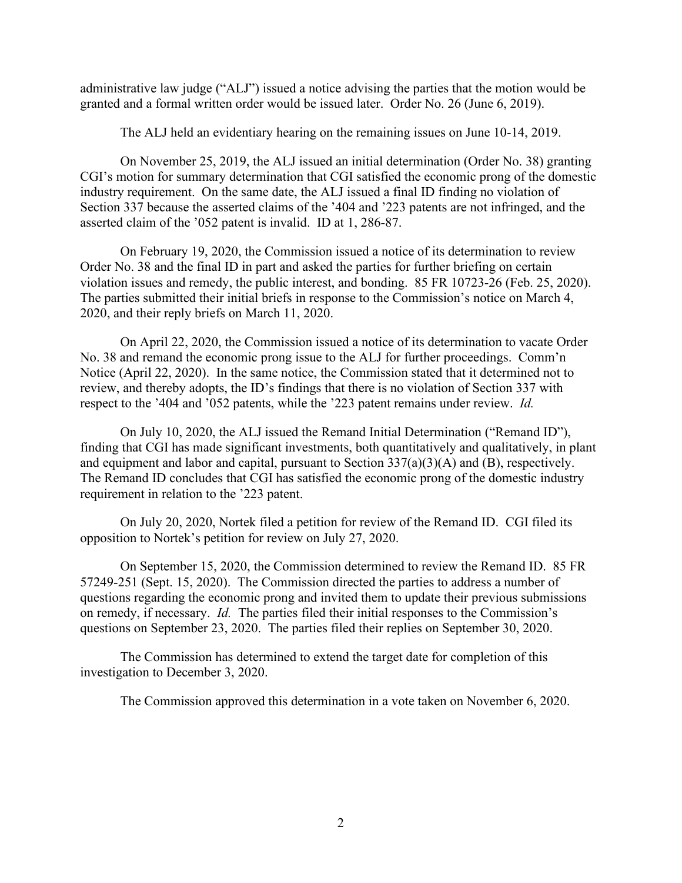administrative law judge ("ALJ") issued a notice advising the parties that the motion would be granted and a formal written order would be issued later. Order No. 26 (June 6, 2019).

The ALJ held an evidentiary hearing on the remaining issues on June 10-14, 2019.

On November 25, 2019, the ALJ issued an initial determination (Order No. 38) granting CGI's motion for summary determination that CGI satisfied the economic prong of the domestic industry requirement. On the same date, the ALJ issued a final ID finding no violation of Section 337 because the asserted claims of the '404 and '223 patents are not infringed, and the asserted claim of the '052 patent is invalid. ID at 1, 286-87.

On February 19, 2020, the Commission issued a notice of its determination to review Order No. 38 and the final ID in part and asked the parties for further briefing on certain violation issues and remedy, the public interest, and bonding. 85 FR 10723-26 (Feb. 25, 2020). The parties submitted their initial briefs in response to the Commission's notice on March 4, 2020, and their reply briefs on March 11, 2020.

On April 22, 2020, the Commission issued a notice of its determination to vacate Order No. 38 and remand the economic prong issue to the ALJ for further proceedings. Comm'n Notice (April 22, 2020). In the same notice, the Commission stated that it determined not to review, and thereby adopts, the ID's findings that there is no violation of Section 337 with respect to the '404 and '052 patents, while the '223 patent remains under review. *Id.*

On July 10, 2020, the ALJ issued the Remand Initial Determination ("Remand ID"), finding that CGI has made significant investments, both quantitatively and qualitatively, in plant and equipment and labor and capital, pursuant to Section 337(a)(3)(A) and (B), respectively. The Remand ID concludes that CGI has satisfied the economic prong of the domestic industry requirement in relation to the '223 patent.

On July 20, 2020, Nortek filed a petition for review of the Remand ID. CGI filed its opposition to Nortek's petition for review on July 27, 2020.

On September 15, 2020, the Commission determined to review the Remand ID. 85 FR 57249-251 (Sept. 15, 2020). The Commission directed the parties to address a number of questions regarding the economic prong and invited them to update their previous submissions on remedy, if necessary. *Id.* The parties filed their initial responses to the Commission's questions on September 23, 2020. The parties filed their replies on September 30, 2020.

The Commission has determined to extend the target date for completion of this investigation to December 3, 2020.

The Commission approved this determination in a vote taken on November 6, 2020.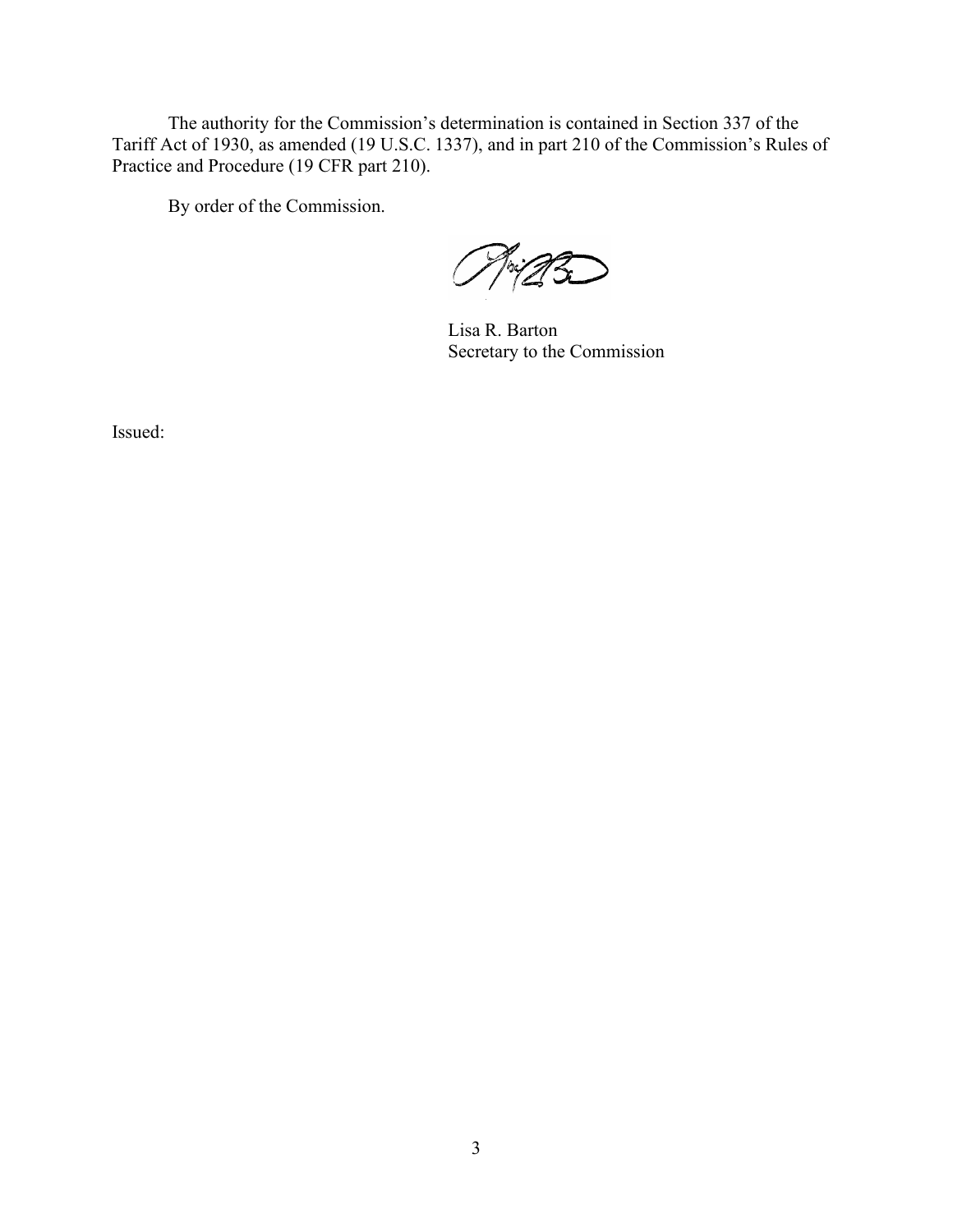The authority for the Commission's determination is contained in Section 337 of the Tariff Act of 1930, as amended (19 U.S.C. 1337), and in part 210 of the Commission's Rules of Practice and Procedure (19 CFR part 210).

By order of the Commission.

Lisa R. Barton
Secretary to the Commission

Issued: